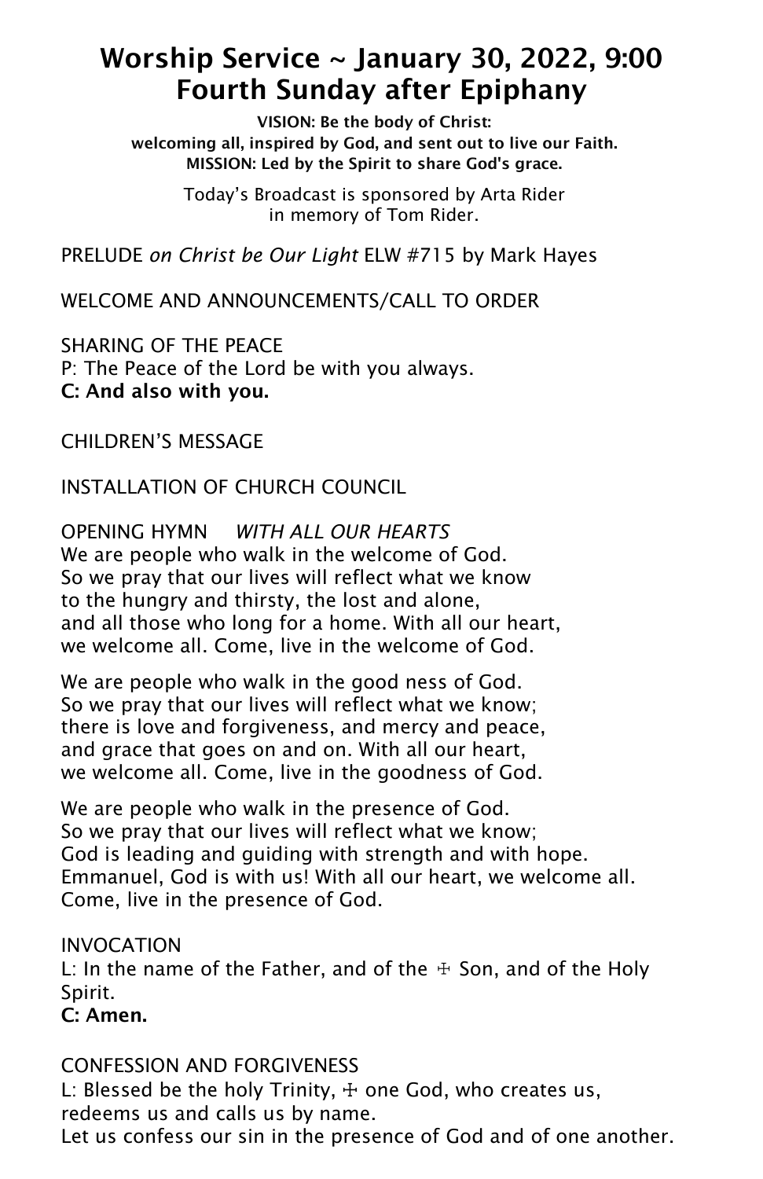# Worship Service ~ January 30, 2022, 9:00
# Fourth Sunday after Epiphany

**VISION: Be the body of Christ:**
**welcoming all, inspired by God, and sent out to live our Faith.**
**MISSION: Led by the Spirit to share God's grace.**

Today's Broadcast is sponsored by Arta Rider
in memory of Tom Rider.

PRELUDE *on Christ be Our Light* ELW #715 by Mark Hayes

WELCOME AND ANNOUNCEMENTS/CALL TO ORDER

SHARING OF THE PEACE
P: The Peace of the Lord be with you always.
**C: And also with you.**

CHILDREN'S MESSAGE

INSTALLATION OF CHURCH COUNCIL

OPENING HYMN *WITH ALL OUR HEARTS*
We are people who walk in the welcome of God.
So we pray that our lives will reflect what we know
to the hungry and thirsty, the lost and alone,
and all those who long for a home. With all our heart,
we welcome all. Come, live in the welcome of God.

We are people who walk in the good ness of God.
So we pray that our lives will reflect what we know;
there is love and forgiveness, and mercy and peace,
and grace that goes on and on. With all our heart,
we welcome all. Come, live in the goodness of God.

We are people who walk in the presence of God.
So we pray that our lives will reflect what we know;
God is leading and guiding with strength and with hope.
Emmanuel, God is with us! With all our heart, we welcome all.
Come, live in the presence of God.

INVOCATION
L: In the name of the Father, and of the ☩ Son, and of the Holy Spirit.
**C: Amen.**

CONFESSION AND FORGIVENESS
L: Blessed be the holy Trinity, ☩ one God, who creates us, redeems us and calls us by name.
Let us confess our sin in the presence of God and of one another.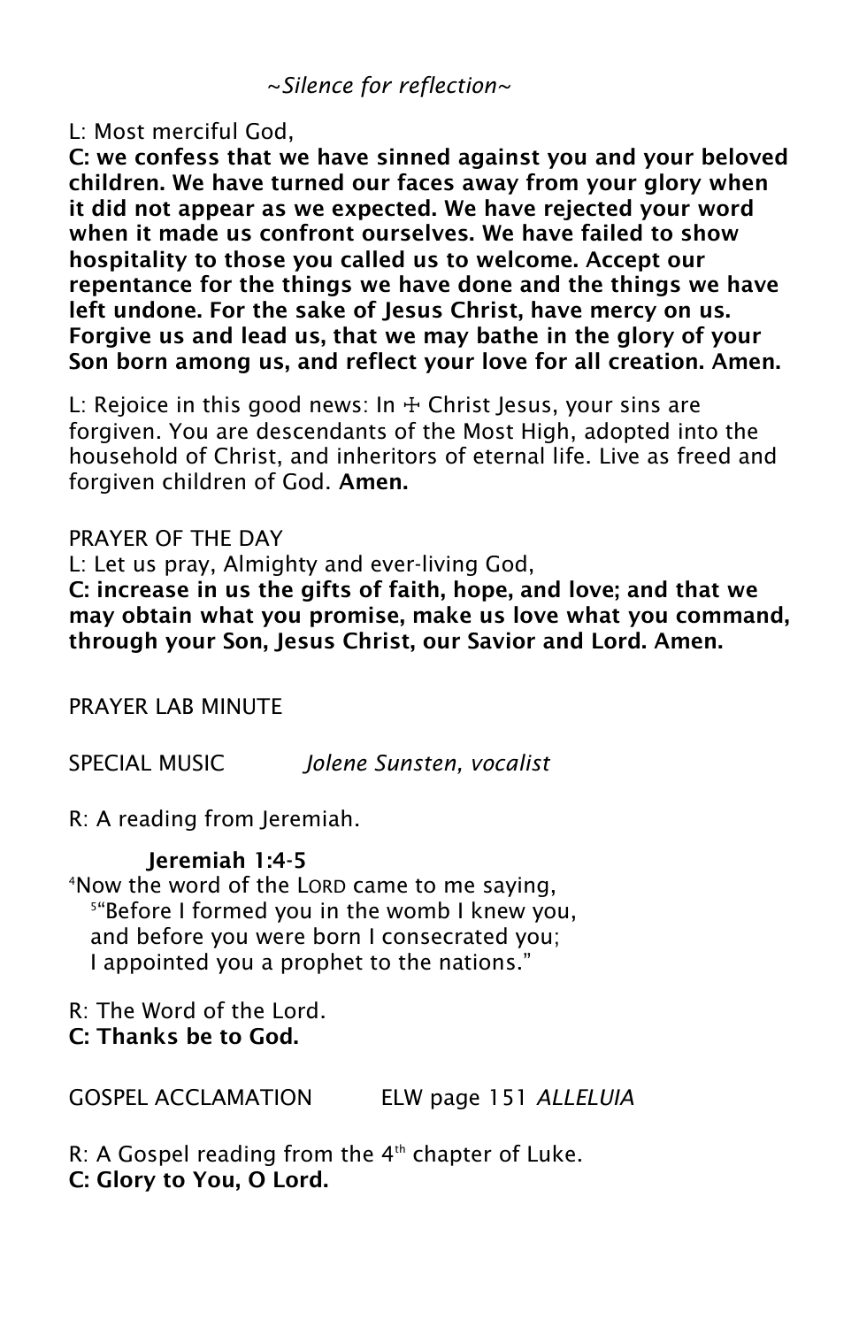*~Silence for reflection~*

L: Most merciful God,

**C: we confess that we have sinned against you and your beloved children. We have turned our faces away from your glory when it did not appear as we expected. We have rejected your word when it made us confront ourselves. We have failed to show hospitality to those you called us to welcome. Accept our repentance for the things we have done and the things we have left undone. For the sake of Jesus Christ, have mercy on us. Forgive us and lead us, that we may bathe in the glory of your Son born among us, and reflect your love for all creation. Amen.**

L: Rejoice in this good news: In ☩ Christ Jesus, your sins are forgiven. You are descendants of the Most High, adopted into the household of Christ, and inheritors of eternal life. Live as freed and forgiven children of God. **Amen.**

PRAYER OF THE DAY

L: Let us pray, Almighty and ever-living God,

**C: increase in us the gifts of faith, hope, and love; and that we may obtain what you promise, make us love what you command, through your Son, Jesus Christ, our Savior and Lord. Amen.**

PRAYER LAB MINUTE

SPECIAL MUSIC *Jolene Sunsten, vocalist*

R: A reading from Jeremiah.

**Jeremiah 1:4-5**

[4]Now the word of the LORD came to me saying,
[5]"Before I formed you in the womb I knew you,
and before you were born I consecrated you;
I appointed you a prophet to the nations."

R: The Word of the Lord.

**C: Thanks be to God.**

GOSPEL ACCLAMATION ELW page 151 *ALLELUIA*

R: A Gospel reading from the 4th chapter of Luke.

**C: Glory to You, O Lord.**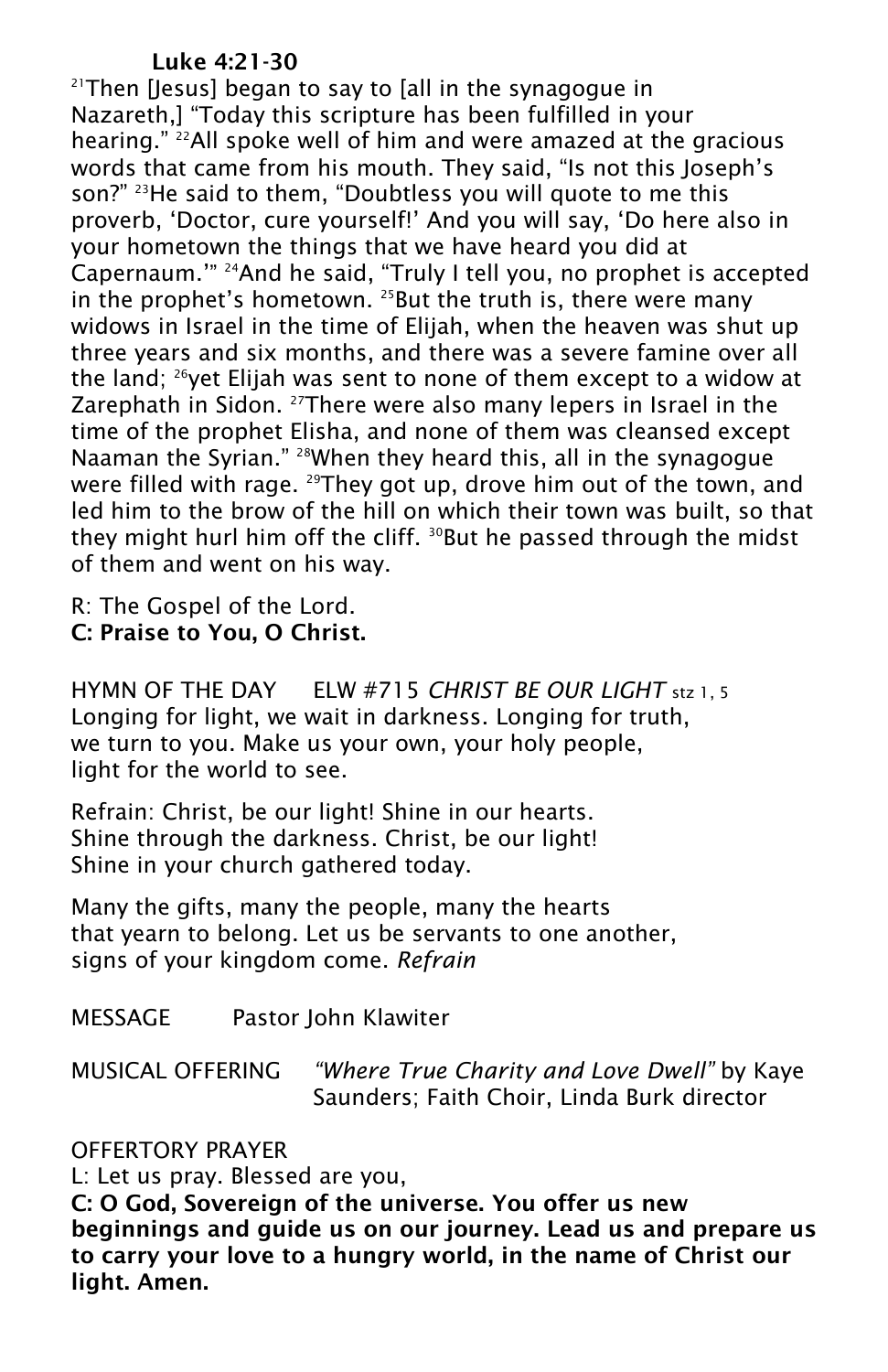**Luke 4:21-30**

[21]Then [Jesus] began to say to [all in the synagogue in Nazareth,] "Today this scripture has been fulfilled in your hearing." [22]All spoke well of him and were amazed at the gracious words that came from his mouth. They said, "Is not this Joseph's son?" [23]He said to them, "Doubtless you will quote to me this proverb, 'Doctor, cure yourself!' And you will say, 'Do here also in your hometown the things that we have heard you did at Capernaum.'" [24]And he said, "Truly I tell you, no prophet is accepted in the prophet's hometown. [25]But the truth is, there were many widows in Israel in the time of Elijah, when the heaven was shut up three years and six months, and there was a severe famine over all the land; [26]yet Elijah was sent to none of them except to a widow at Zarephath in Sidon. [27]There were also many lepers in Israel in the time of the prophet Elisha, and none of them was cleansed except Naaman the Syrian." [28]When they heard this, all in the synagogue were filled with rage. [29]They got up, drove him out of the town, and led him to the brow of the hill on which their town was built, so that they might hurl him off the cliff. [30]But he passed through the midst of them and went on his way.

R: The Gospel of the Lord.
**C: Praise to You, O Christ.**

HYMN OF THE DAY ELW #715 *CHRIST BE OUR LIGHT* stz 1, 5
Longing for light, we wait in darkness. Longing for truth,
we turn to you. Make us your own, your holy people,
light for the world to see.

Refrain: Christ, be our light! Shine in our hearts.
Shine through the darkness. Christ, be our light!
Shine in your church gathered today.

Many the gifts, many the people, many the hearts
that yearn to belong. Let us be servants to one another,
signs of your kingdom come. *Refrain*

MESSAGE Pastor John Klawiter

MUSICAL OFFERING *"Where True Charity and Love Dwell"* by Kaye Saunders; Faith Choir, Linda Burk director

OFFERTORY PRAYER
L: Let us pray. Blessed are you,
**C: O God, Sovereign of the universe. You offer us new beginnings and guide us on our journey. Lead us and prepare us to carry your love to a hungry world, in the name of Christ our light. Amen.**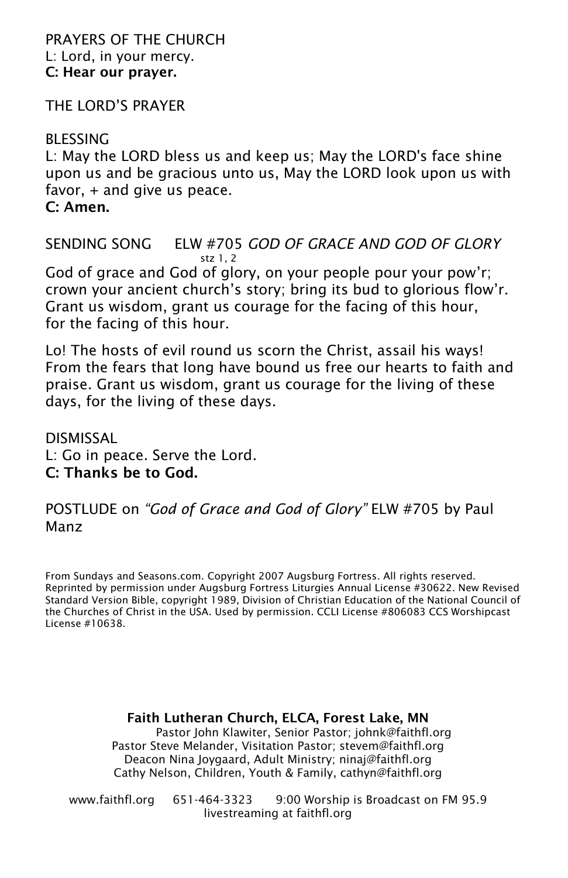PRAYERS OF THE CHURCH
L: Lord, in your mercy.
**C: Hear our prayer.**

THE LORD'S PRAYER

BLESSING
L: May the LORD bless us and keep us; May the LORD's face shine upon us and be gracious unto us, May the LORD look upon us with favor, + and give us peace.
**C: Amen.**

SENDING SONG ELW #705 *GOD OF GRACE AND GOD OF GLORY* stz 1, 2

God of grace and God of glory, on your people pour your pow'r; crown your ancient church's story; bring its bud to glorious flow'r. Grant us wisdom, grant us courage for the facing of this hour, for the facing of this hour.

Lo! The hosts of evil round us scorn the Christ, assail his ways! From the fears that long have bound us free our hearts to faith and praise. Grant us wisdom, grant us courage for the living of these days, for the living of these days.

DISMISSAL
L: Go in peace. Serve the Lord.
**C: Thanks be to God.**

POSTLUDE on *"God of Grace and God of Glory"* ELW #705 by Paul Manz

From Sundays and Seasons.com. Copyright 2007 Augsburg Fortress. All rights reserved. Reprinted by permission under Augsburg Fortress Liturgies Annual License #30622. New Revised Standard Version Bible, copyright 1989, Division of Christian Education of the National Council of the Churches of Christ in the USA. Used by permission. CCLI License #806083 CCS Worshipcast License #10638.

**Faith Lutheran Church, ELCA, Forest Lake, MN**
Pastor John Klawiter, Senior Pastor; johnk@faithfl.org
Pastor Steve Melander, Visitation Pastor; stevem@faithfl.org
Deacon Nina Joygaard, Adult Ministry; ninaj@faithfl.org
Cathy Nelson, Children, Youth & Family, cathyn@faithfl.org

www.faithfl.org 651-464-3323 9:00 Worship is Broadcast on FM 95.9
livestreaming at faithfl.org